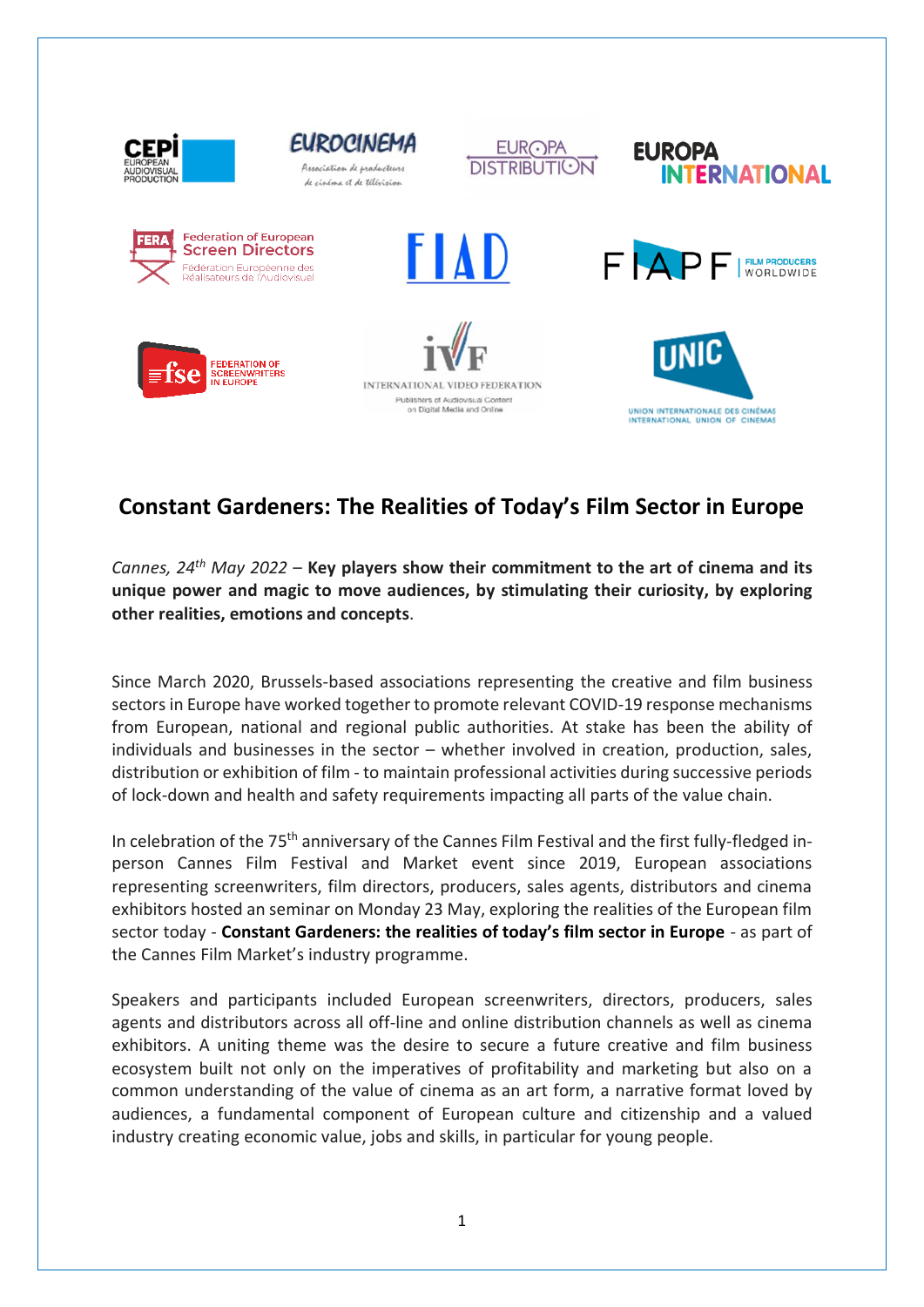## Constant Gardeners: The Realities of Today's Film Sector in Europe

*Cannes, 24th May 2022* – **Key players show their commitment to the art of cinema and its unique power and magic to move audiences, by stimulating their curiosity, by exploring other realities, emotions and concepts**.

Since March 2020, Brussels-based associations representing the creative and film business sectors in Europe have worked together to promote relevant COVID-19 response mechanisms from European, national and regional public authorities. At stake has been the ability of individuals and businesses in the sector – whether involved in creation, production, sales, distribution or exhibition of film - to maintain professional activities during successive periods of lock-down and health and safety requirements impacting all parts of the value chain.

In celebration of the 75th anniversary of the Cannes Film Festival and the first fully-fledged in-person Cannes Film Festival and Market event since 2019, European associations representing screenwriters, film directors, producers, sales agents, distributors and cinema exhibitors hosted an seminar on Monday 23 May, exploring the realities of the European film sector today - **Constant Gardeners: the realities of today's film sector in Europe** - as part of the Cannes Film Market's industry programme.

Speakers and participants included European screenwriters, directors, producers, sales agents and distributors across all off-line and online distribution channels as well as cinema exhibitors. A uniting theme was the desire to secure a future creative and film business ecosystem built not only on the imperatives of profitability and marketing but also on a common understanding of the value of cinema as an art form, a narrative format loved by audiences, a fundamental component of European culture and citizenship and a valued industry creating economic value, jobs and skills, in particular for young people.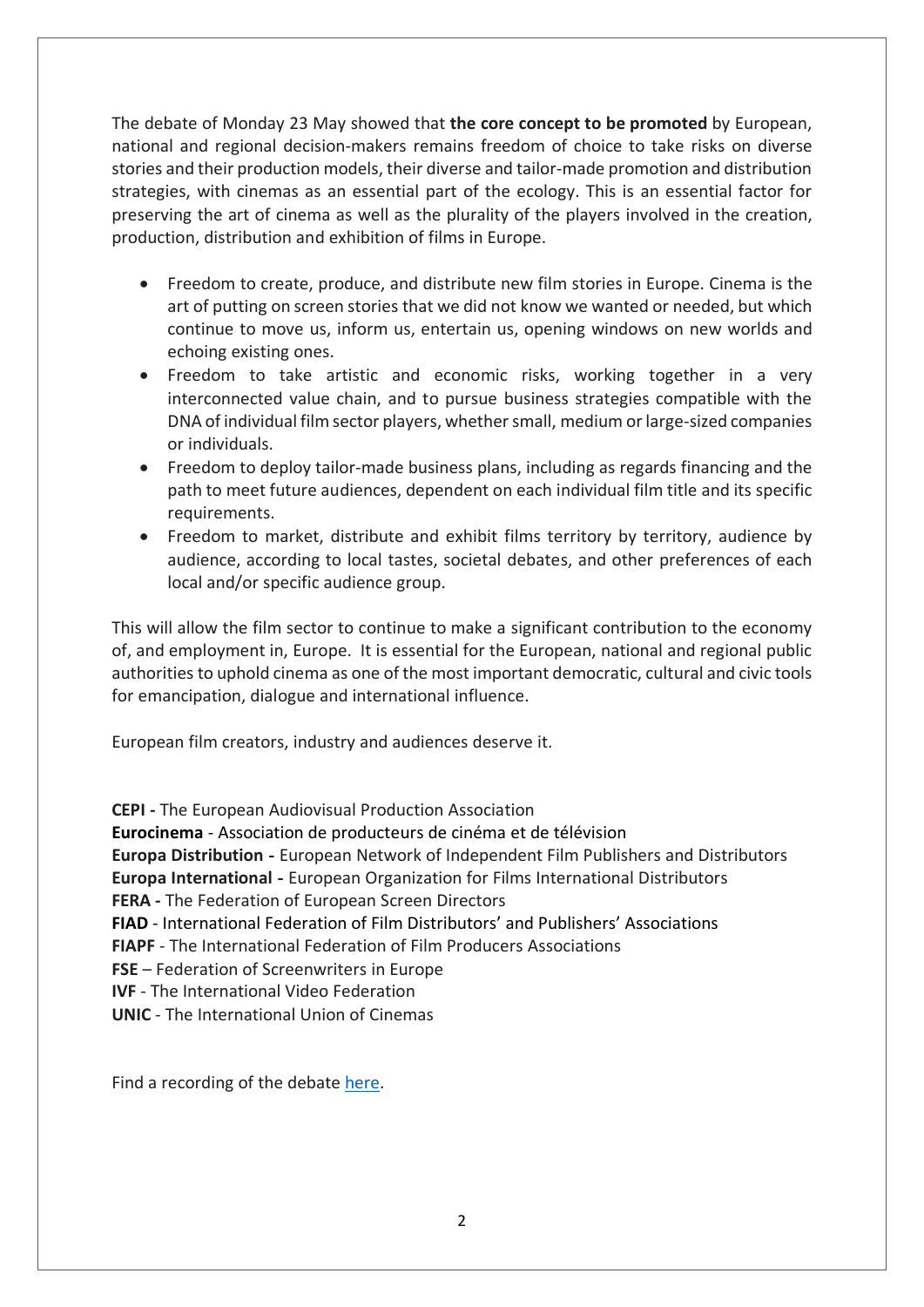The debate of Monday 23 May showed that **the core concept to be promoted** by European, national and regional decision-makers remains freedom of choice to take risks on diverse stories and their production models, their diverse and tailor-made promotion and distribution strategies, with cinemas as an essential part of the ecology. This is an essential factor for preserving the art of cinema as well as the plurality of the players involved in the creation, production, distribution and exhibition of films in Europe.

- Freedom to create, produce, and distribute new film stories in Europe. Cinema is the art of putting on screen stories that we did not know we wanted or needed, but which continue to move us, inform us, entertain us, opening windows on new worlds and echoing existing ones.
- Freedom to take artistic and economic risks, working together in a very interconnected value chain, and to pursue business strategies compatible with the DNA of individual film sector players, whether small, medium or large-sized companies or individuals.
- Freedom to deploy tailor-made business plans, including as regards financing and the path to meet future audiences, dependent on each individual film title and its specific requirements.
- Freedom to market, distribute and exhibit films territory by territory, audience by audience, according to local tastes, societal debates, and other preferences of each local and/or specific audience group.

This will allow the film sector to continue to make a significant contribution to the economy of, and employment in, Europe. It is essential for the European, national and regional public authorities to uphold cinema as one of the most important democratic, cultural and civic tools for emancipation, dialogue and international influence.

European film creators, industry and audiences deserve it.

**CEPI -** The European Audiovisual Production Association
**Eurocinema** - Association de producteurs de cinéma et de télévision
**Europa Distribution -** European Network of Independent Film Publishers and Distributors
**Europa International -** European Organization for Films International Distributors
**FERA -** The Federation of European Screen Directors
**FIAD** - International Federation of Film Distributors' and Publishers' Associations
**FIAPF** - The International Federation of Film Producers Associations
**FSE** – Federation of Screenwriters in Europe
**IVF** - The International Video Federation
**UNIC** - The International Union of Cinemas

Find a recording of the debate here.